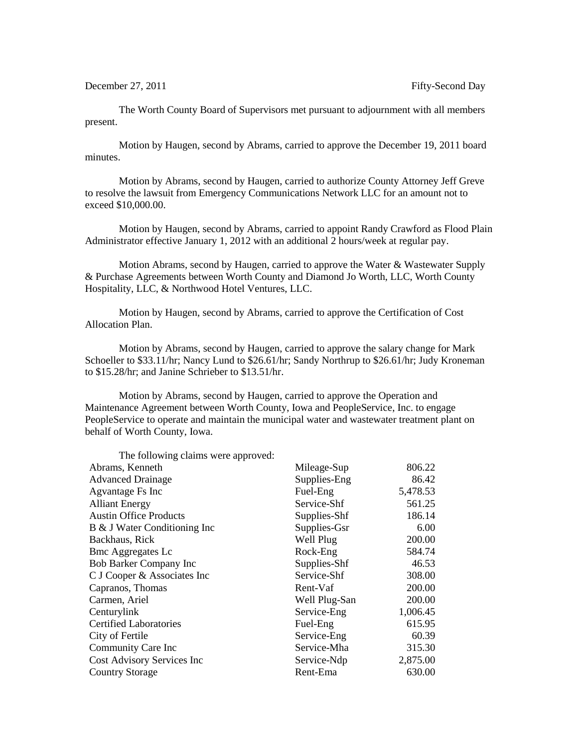December 27, 2011 Fifty-Second Day

The Worth County Board of Supervisors met pursuant to adjournment with all members present.

Motion by Haugen, second by Abrams, carried to approve the December 19, 2011 board minutes.

Motion by Abrams, second by Haugen, carried to authorize County Attorney Jeff Greve to resolve the lawsuit from Emergency Communications Network LLC for an amount not to exceed $10,000.00.

Motion by Haugen, second by Abrams, carried to appoint Randy Crawford as Flood Plain Administrator effective January 1, 2012 with an additional 2 hours/week at regular pay.

Motion Abrams, second by Haugen, carried to approve the Water & Wastewater Supply & Purchase Agreements between Worth County and Diamond Jo Worth, LLC, Worth County Hospitality, LLC, & Northwood Hotel Ventures, LLC.

Motion by Haugen, second by Abrams, carried to approve the Certification of Cost Allocation Plan.

Motion by Abrams, second by Haugen, carried to approve the salary change for Mark Schoeller to $33.11/hr; Nancy Lund to $26.61/hr; Sandy Northrup to $26.61/hr; Judy Kroneman to $15.28/hr; and Janine Schrieber to $13.51/hr.

Motion by Abrams, second by Haugen, carried to approve the Operation and Maintenance Agreement between Worth County, Iowa and PeopleService, Inc. to engage PeopleService to operate and maintain the municipal water and wastewater treatment plant on behalf of Worth County, Iowa.

The following claims were approved:

| | | |
|---|---|---|
| Abrams, Kenneth | Mileage-Sup | 806.22 |
| Advanced Drainage | Supplies-Eng | 86.42 |
| Agvantage Fs Inc | Fuel-Eng | 5,478.53 |
| Alliant Energy | Service-Shf | 561.25 |
| Austin Office Products | Supplies-Shf | 186.14 |
| B & J Water Conditioning Inc | Supplies-Gsr | 6.00 |
| Backhaus, Rick | Well Plug | 200.00 |
| Bmc Aggregates Lc | Rock-Eng | 584.74 |
| Bob Barker Company Inc | Supplies-Shf | 46.53 |
| C J Cooper & Associates Inc | Service-Shf | 308.00 |
| Capranos, Thomas | Rent-Vaf | 200.00 |
| Carmen, Ariel | Well Plug-San | 200.00 |
| Centurylink | Service-Eng | 1,006.45 |
| Certified Laboratories | Fuel-Eng | 615.95 |
| City of Fertile | Service-Eng | 60.39 |
| Community Care Inc | Service-Mha | 315.30 |
| Cost Advisory Services Inc | Service-Ndp | 2,875.00 |
| Country Storage | Rent-Ema | 630.00 |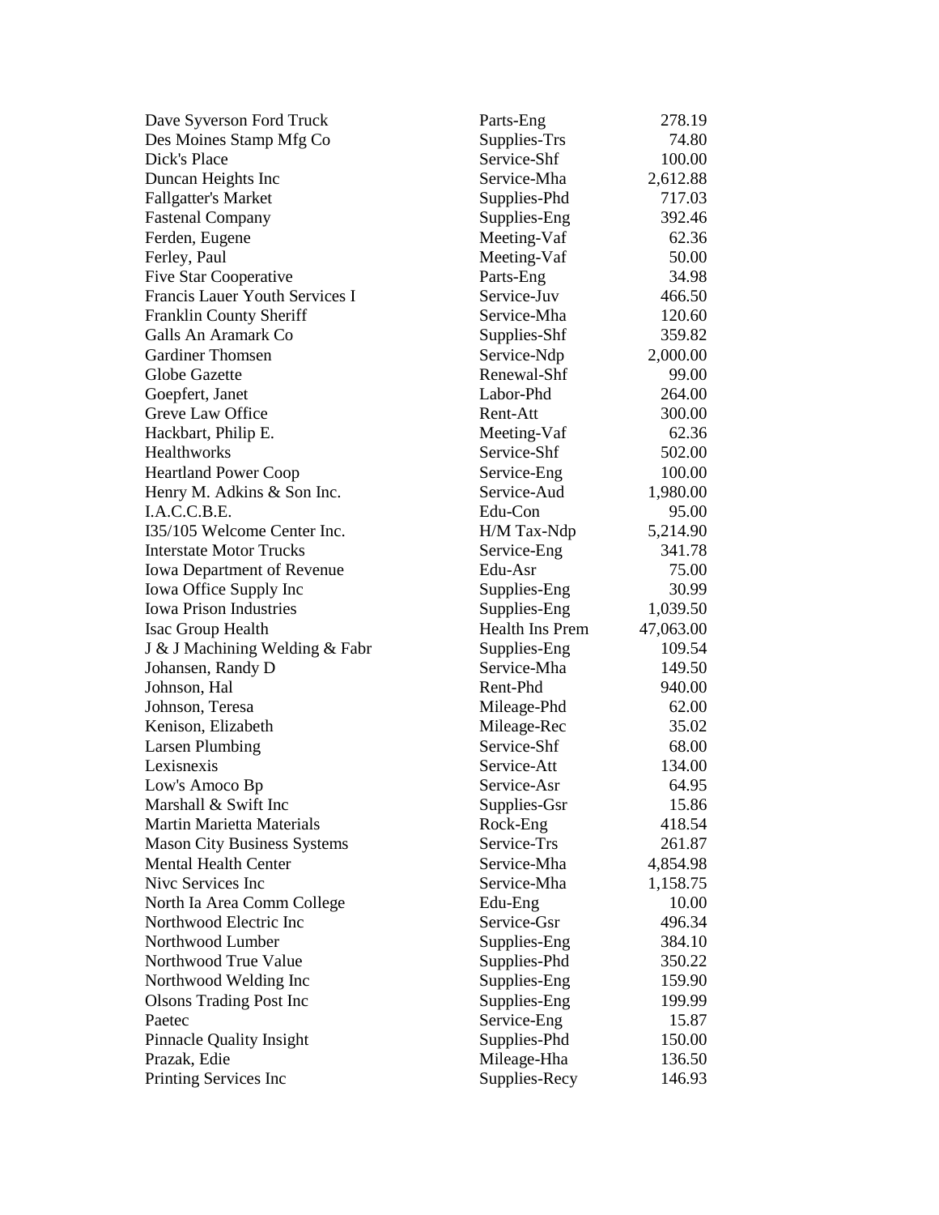| | | |
|---|---|---|
| Dave Syverson Ford Truck | Parts-Eng | 278.19 |
| Des Moines Stamp Mfg Co | Supplies-Trs | 74.80 |
| Dick's Place | Service-Shf | 100.00 |
| Duncan Heights Inc | Service-Mha | 2,612.88 |
| Fallgatter's Market | Supplies-Phd | 717.03 |
| Fastenal Company | Supplies-Eng | 392.46 |
| Ferden, Eugene | Meeting-Vaf | 62.36 |
| Ferley, Paul | Meeting-Vaf | 50.00 |
| Five Star Cooperative | Parts-Eng | 34.98 |
| Francis Lauer Youth Services I | Service-Juv | 466.50 |
| Franklin County Sheriff | Service-Mha | 120.60 |
| Galls An Aramark Co | Supplies-Shf | 359.82 |
| Gardiner Thomsen | Service-Ndp | 2,000.00 |
| Globe Gazette | Renewal-Shf | 99.00 |
| Goepfert, Janet | Labor-Phd | 264.00 |
| Greve Law Office | Rent-Att | 300.00 |
| Hackbart, Philip E. | Meeting-Vaf | 62.36 |
| Healthworks | Service-Shf | 502.00 |
| Heartland Power Coop | Service-Eng | 100.00 |
| Henry M. Adkins & Son Inc. | Service-Aud | 1,980.00 |
| I.A.C.C.B.E. | Edu-Con | 95.00 |
| I35/105 Welcome Center Inc. | H/M Tax-Ndp | 5,214.90 |
| Interstate Motor Trucks | Service-Eng | 341.78 |
| Iowa Department of Revenue | Edu-Asr | 75.00 |
| Iowa Office Supply Inc | Supplies-Eng | 30.99 |
| Iowa Prison Industries | Supplies-Eng | 1,039.50 |
| Isac Group Health | Health Ins Prem | 47,063.00 |
| J & J Machining Welding & Fabr | Supplies-Eng | 109.54 |
| Johansen, Randy D | Service-Mha | 149.50 |
| Johnson, Hal | Rent-Phd | 940.00 |
| Johnson, Teresa | Mileage-Phd | 62.00 |
| Kenison, Elizabeth | Mileage-Rec | 35.02 |
| Larsen Plumbing | Service-Shf | 68.00 |
| Lexisnexis | Service-Att | 134.00 |
| Low's Amoco Bp | Service-Asr | 64.95 |
| Marshall & Swift Inc | Supplies-Gsr | 15.86 |
| Martin Marietta Materials | Rock-Eng | 418.54 |
| Mason City Business Systems | Service-Trs | 261.87 |
| Mental Health Center | Service-Mha | 4,854.98 |
| Nivc Services Inc | Service-Mha | 1,158.75 |
| North Ia Area Comm College | Edu-Eng | 10.00 |
| Northwood Electric Inc | Service-Gsr | 496.34 |
| Northwood Lumber | Supplies-Eng | 384.10 |
| Northwood True Value | Supplies-Phd | 350.22 |
| Northwood Welding Inc | Supplies-Eng | 159.90 |
| Olsons Trading Post Inc | Supplies-Eng | 199.99 |
| Paetec | Service-Eng | 15.87 |
| Pinnacle Quality Insight | Supplies-Phd | 150.00 |
| Prazak, Edie | Mileage-Hha | 136.50 |
| Printing Services Inc | Supplies-Recy | 146.93 |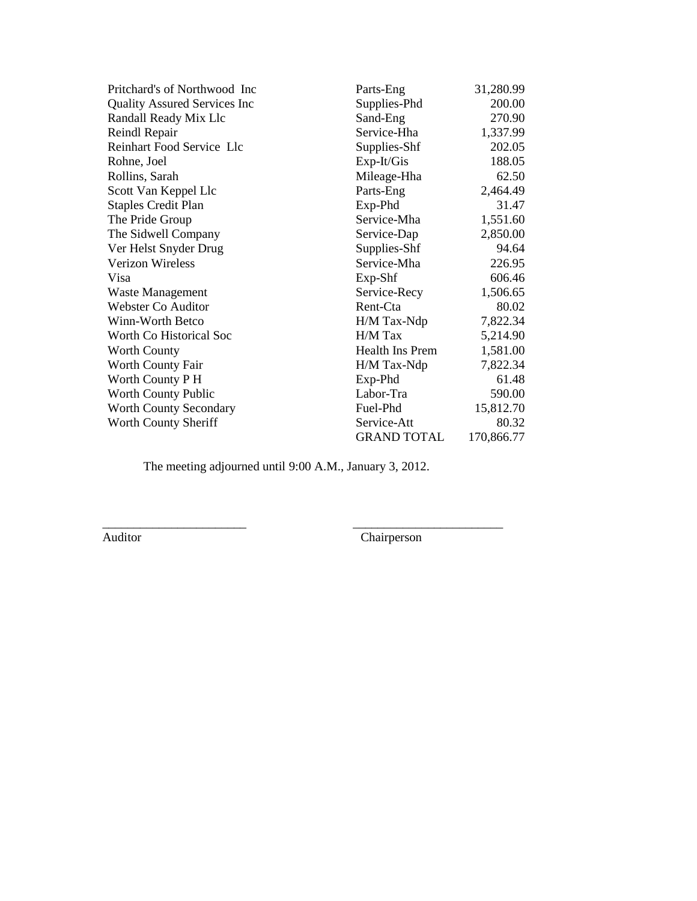| | | |
|---|---|---|
| Pritchard's of Northwood Inc | Parts-Eng | 31,280.99 |
| Quality Assured Services Inc | Supplies-Phd | 200.00 |
| Randall Ready Mix Llc | Sand-Eng | 270.90 |
| Reindl Repair | Service-Hha | 1,337.99 |
| Reinhart Food Service Llc | Supplies-Shf | 202.05 |
| Rohne, Joel | Exp-It/Gis | 188.05 |
| Rollins, Sarah | Mileage-Hha | 62.50 |
| Scott Van Keppel Llc | Parts-Eng | 2,464.49 |
| Staples Credit Plan | Exp-Phd | 31.47 |
| The Pride Group | Service-Mha | 1,551.60 |
| The Sidwell Company | Service-Dap | 2,850.00 |
| Ver Helst Snyder Drug | Supplies-Shf | 94.64 |
| Verizon Wireless | Service-Mha | 226.95 |
| Visa | Exp-Shf | 606.46 |
| Waste Management | Service-Recy | 1,506.65 |
| Webster Co Auditor | Rent-Cta | 80.02 |
| Winn-Worth Betco | H/M Tax-Ndp | 7,822.34 |
| Worth Co Historical Soc | H/M Tax | 5,214.90 |
| Worth County | Health Ins Prem | 1,581.00 |
| Worth County Fair | H/M Tax-Ndp | 7,822.34 |
| Worth County P H | Exp-Phd | 61.48 |
| Worth County Public | Labor-Tra | 590.00 |
| Worth County Secondary | Fuel-Phd | 15,812.70 |
| Worth County Sheriff | Service-Att | 80.32 |
| | GRAND TOTAL | 170,866.77 |

The meeting adjourned until 9:00 A.M., January 3, 2012.

_______________________ _______________________

Auditor Chairperson